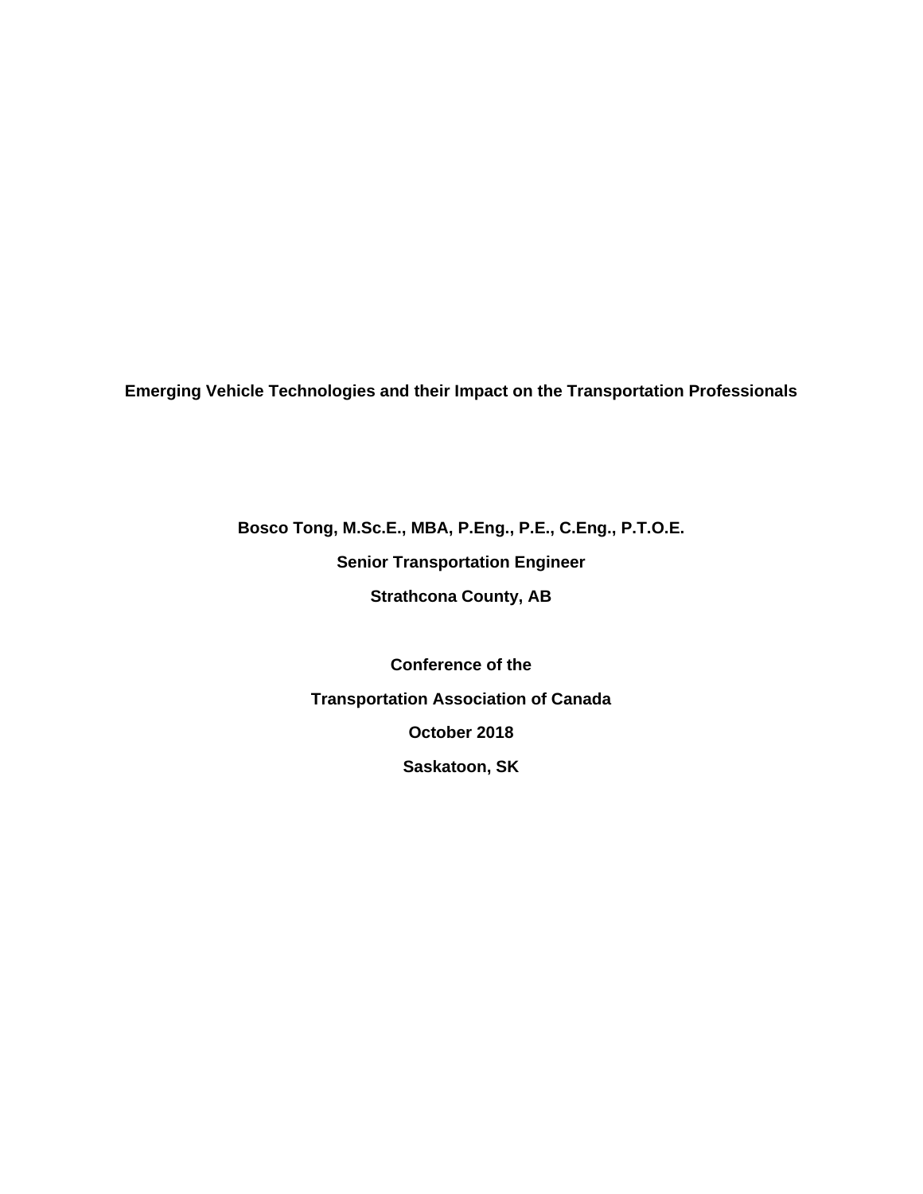# Emerging Vehicle Technologies and their Impact on the Transportation Professionals

**Bosco Tong, M.Sc.E., MBA, P.Eng., P.E., C.Eng., P.T.O.E.**

**Senior Transportation Engineer**

**Strathcona County, AB**

**Conference of the**

**Transportation Association of Canada**

**October 2018**

**Saskatoon, SK**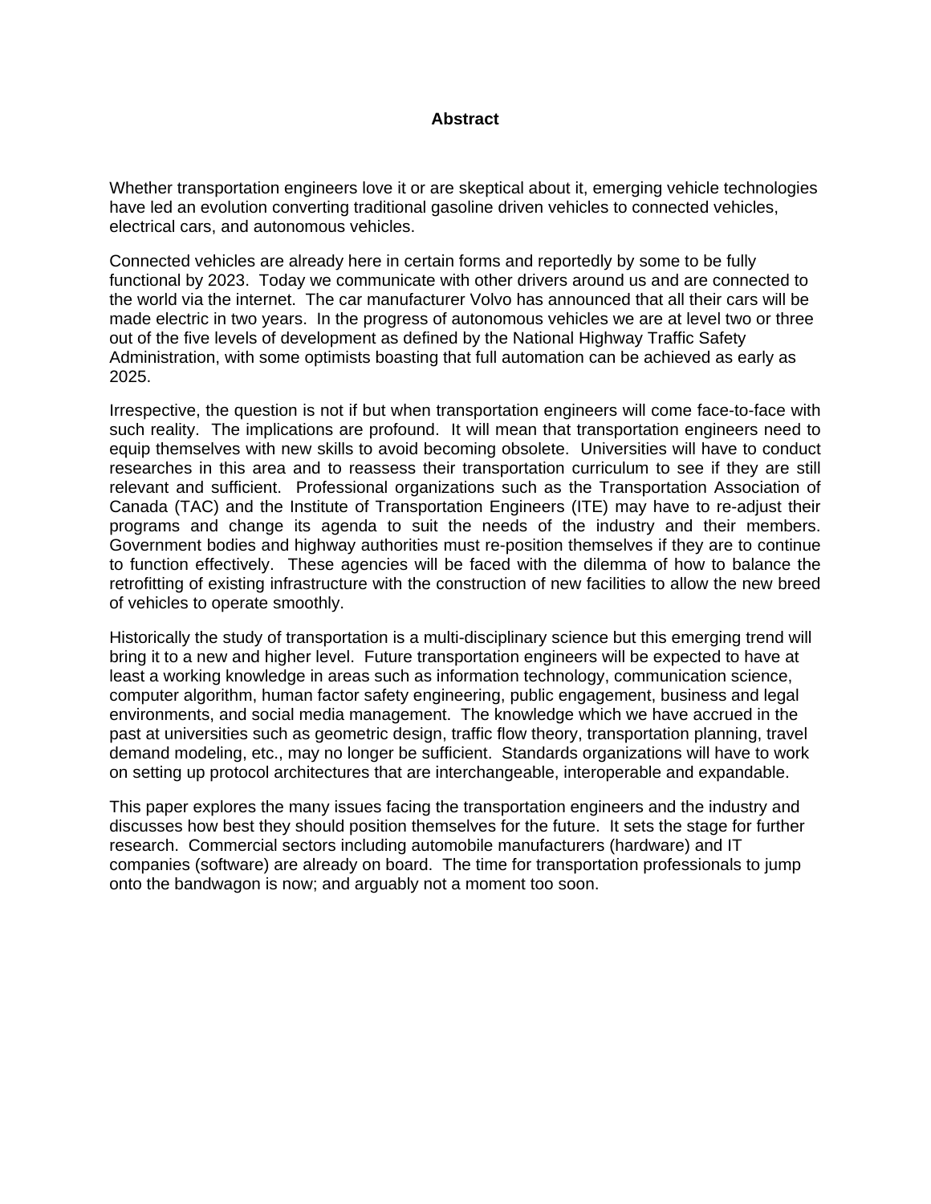# Abstract

Whether transportation engineers love it or are skeptical about it, emerging vehicle technologies have led an evolution converting traditional gasoline driven vehicles to connected vehicles, electrical cars, and autonomous vehicles.

Connected vehicles are already here in certain forms and reportedly by some to be fully functional by 2023. Today we communicate with other drivers around us and are connected to the world via the internet. The car manufacturer Volvo has announced that all their cars will be made electric in two years. In the progress of autonomous vehicles we are at level two or three out of the five levels of development as defined by the National Highway Traffic Safety Administration, with some optimists boasting that full automation can be achieved as early as 2025.

Irrespective, the question is not if but when transportation engineers will come face-to-face with such reality. The implications are profound. It will mean that transportation engineers need to equip themselves with new skills to avoid becoming obsolete. Universities will have to conduct researches in this area and to reassess their transportation curriculum to see if they are still relevant and sufficient. Professional organizations such as the Transportation Association of Canada (TAC) and the Institute of Transportation Engineers (ITE) may have to re-adjust their programs and change its agenda to suit the needs of the industry and their members. Government bodies and highway authorities must re-position themselves if they are to continue to function effectively. These agencies will be faced with the dilemma of how to balance the retrofitting of existing infrastructure with the construction of new facilities to allow the new breed of vehicles to operate smoothly.

Historically the study of transportation is a multi-disciplinary science but this emerging trend will bring it to a new and higher level. Future transportation engineers will be expected to have at least a working knowledge in areas such as information technology, communication science, computer algorithm, human factor safety engineering, public engagement, business and legal environments, and social media management. The knowledge which we have accrued in the past at universities such as geometric design, traffic flow theory, transportation planning, travel demand modeling, etc., may no longer be sufficient. Standards organizations will have to work on setting up protocol architectures that are interchangeable, interoperable and expandable.

This paper explores the many issues facing the transportation engineers and the industry and discusses how best they should position themselves for the future. It sets the stage for further research. Commercial sectors including automobile manufacturers (hardware) and IT companies (software) are already on board. The time for transportation professionals to jump onto the bandwagon is now; and arguably not a moment too soon.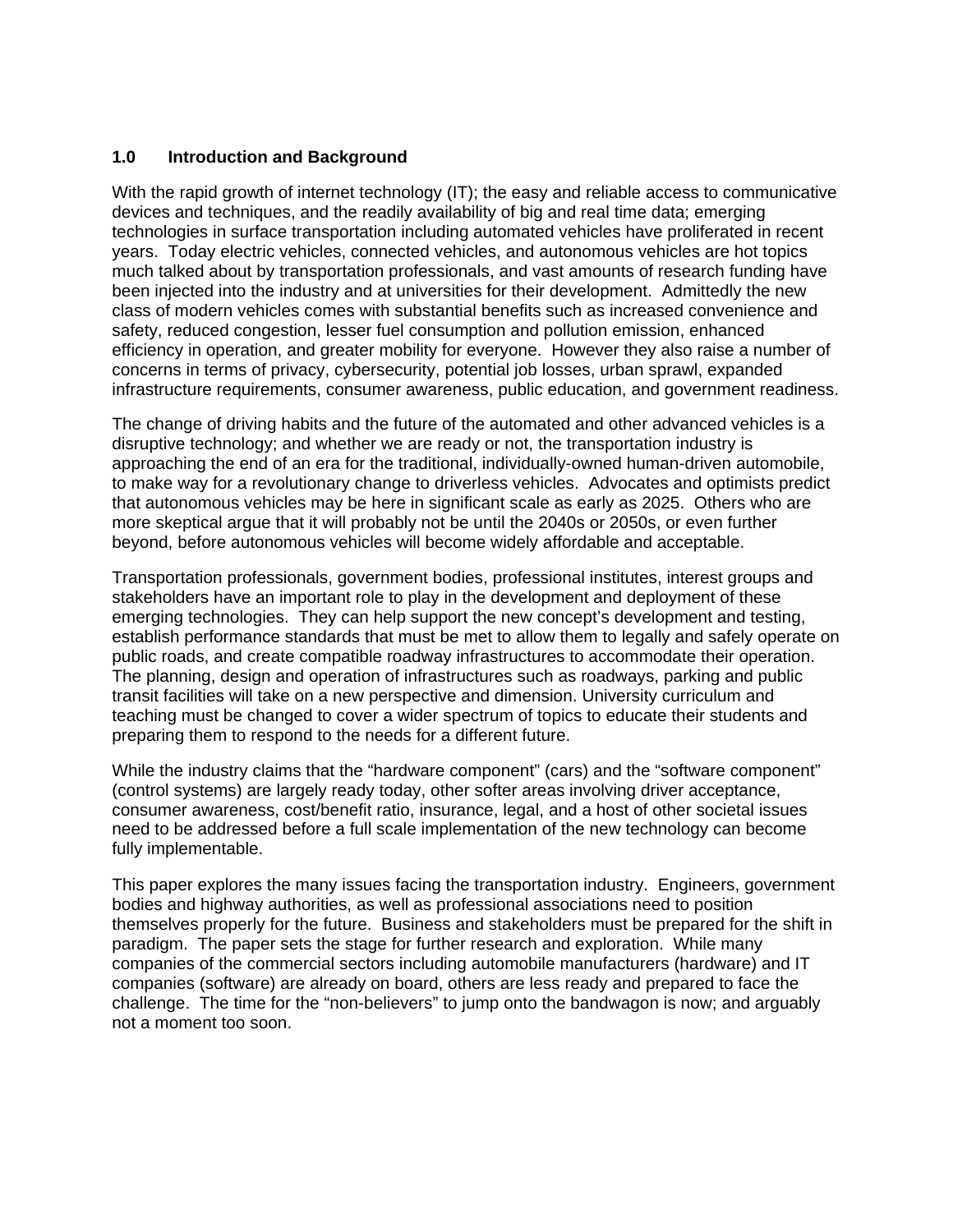## 1.0 Introduction and Background

With the rapid growth of internet technology (IT); the easy and reliable access to communicative devices and techniques, and the readily availability of big and real time data; emerging technologies in surface transportation including automated vehicles have proliferated in recent years. Today electric vehicles, connected vehicles, and autonomous vehicles are hot topics much talked about by transportation professionals, and vast amounts of research funding have been injected into the industry and at universities for their development. Admittedly the new class of modern vehicles comes with substantial benefits such as increased convenience and safety, reduced congestion, lesser fuel consumption and pollution emission, enhanced efficiency in operation, and greater mobility for everyone. However they also raise a number of concerns in terms of privacy, cybersecurity, potential job losses, urban sprawl, expanded infrastructure requirements, consumer awareness, public education, and government readiness.

The change of driving habits and the future of the automated and other advanced vehicles is a disruptive technology; and whether we are ready or not, the transportation industry is approaching the end of an era for the traditional, individually-owned human-driven automobile, to make way for a revolutionary change to driverless vehicles. Advocates and optimists predict that autonomous vehicles may be here in significant scale as early as 2025. Others who are more skeptical argue that it will probably not be until the 2040s or 2050s, or even further beyond, before autonomous vehicles will become widely affordable and acceptable.

Transportation professionals, government bodies, professional institutes, interest groups and stakeholders have an important role to play in the development and deployment of these emerging technologies. They can help support the new concept's development and testing, establish performance standards that must be met to allow them to legally and safely operate on public roads, and create compatible roadway infrastructures to accommodate their operation. The planning, design and operation of infrastructures such as roadways, parking and public transit facilities will take on a new perspective and dimension. University curriculum and teaching must be changed to cover a wider spectrum of topics to educate their students and preparing them to respond to the needs for a different future.

While the industry claims that the "hardware component" (cars) and the "software component" (control systems) are largely ready today, other softer areas involving driver acceptance, consumer awareness, cost/benefit ratio, insurance, legal, and a host of other societal issues need to be addressed before a full scale implementation of the new technology can become fully implementable.

This paper explores the many issues facing the transportation industry. Engineers, government bodies and highway authorities, as well as professional associations need to position themselves properly for the future. Business and stakeholders must be prepared for the shift in paradigm. The paper sets the stage for further research and exploration. While many companies of the commercial sectors including automobile manufacturers (hardware) and IT companies (software) are already on board, others are less ready and prepared to face the challenge. The time for the "non-believers" to jump onto the bandwagon is now; and arguably not a moment too soon.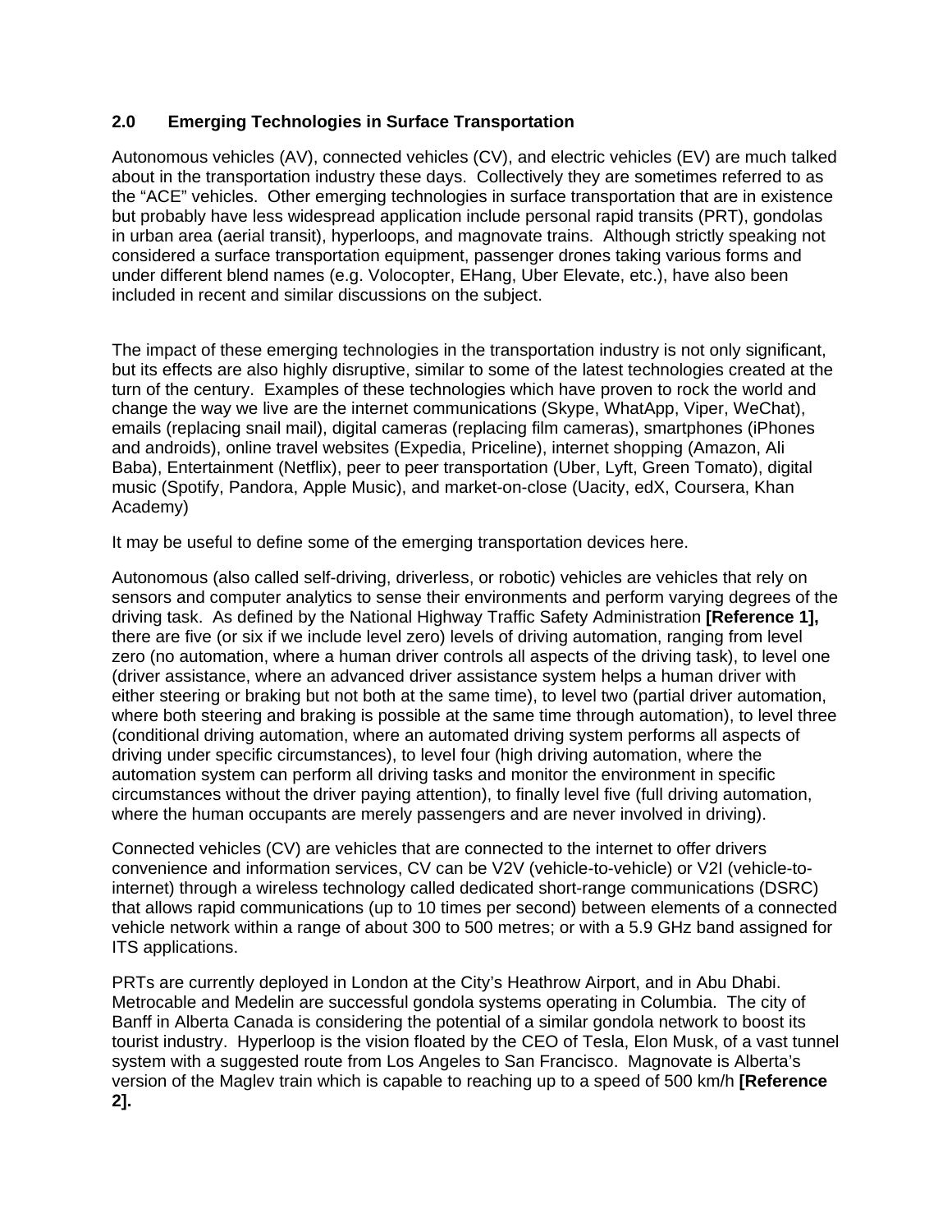## 2.0 Emerging Technologies in Surface Transportation

Autonomous vehicles (AV), connected vehicles (CV), and electric vehicles (EV) are much talked about in the transportation industry these days. Collectively they are sometimes referred to as the “ACE” vehicles. Other emerging technologies in surface transportation that are in existence but probably have less widespread application include personal rapid transits (PRT), gondolas in urban area (aerial transit), hyperloops, and magnovate trains. Although strictly speaking not considered a surface transportation equipment, passenger drones taking various forms and under different blend names (e.g. Volocopter, EHang, Uber Elevate, etc.), have also been included in recent and similar discussions on the subject.

The impact of these emerging technologies in the transportation industry is not only significant, but its effects are also highly disruptive, similar to some of the latest technologies created at the turn of the century. Examples of these technologies which have proven to rock the world and change the way we live are the internet communications (Skype, WhatApp, Viper, WeChat), emails (replacing snail mail), digital cameras (replacing film cameras), smartphones (iPhones and androids), online travel websites (Expedia, Priceline), internet shopping (Amazon, Ali Baba), Entertainment (Netflix), peer to peer transportation (Uber, Lyft, Green Tomato), digital music (Spotify, Pandora, Apple Music), and market-on-close (Uacity, edX, Coursera, Khan Academy)

It may be useful to define some of the emerging transportation devices here.

Autonomous (also called self-driving, driverless, or robotic) vehicles are vehicles that rely on sensors and computer analytics to sense their environments and perform varying degrees of the driving task. As defined by the National Highway Traffic Safety Administration **[Reference 1],** there are five (or six if we include level zero) levels of driving automation, ranging from level zero (no automation, where a human driver controls all aspects of the driving task), to level one (driver assistance, where an advanced driver assistance system helps a human driver with either steering or braking but not both at the same time), to level two (partial driver automation, where both steering and braking is possible at the same time through automation), to level three (conditional driving automation, where an automated driving system performs all aspects of driving under specific circumstances), to level four (high driving automation, where the automation system can perform all driving tasks and monitor the environment in specific circumstances without the driver paying attention), to finally level five (full driving automation, where the human occupants are merely passengers and are never involved in driving).

Connected vehicles (CV) are vehicles that are connected to the internet to offer drivers convenience and information services, CV can be V2V (vehicle-to-vehicle) or V2I (vehicle-to-internet) through a wireless technology called dedicated short-range communications (DSRC) that allows rapid communications (up to 10 times per second) between elements of a connected vehicle network within a range of about 300 to 500 metres; or with a 5.9 GHz band assigned for ITS applications.

PRTs are currently deployed in London at the City’s Heathrow Airport, and in Abu Dhabi. Metrocable and Medelin are successful gondola systems operating in Columbia. The city of Banff in Alberta Canada is considering the potential of a similar gondola network to boost its tourist industry. Hyperloop is the vision floated by the CEO of Tesla, Elon Musk, of a vast tunnel system with a suggested route from Los Angeles to San Francisco. Magnovate is Alberta’s version of the Maglev train which is capable to reaching up to a speed of 500 km/h **[Reference 2].**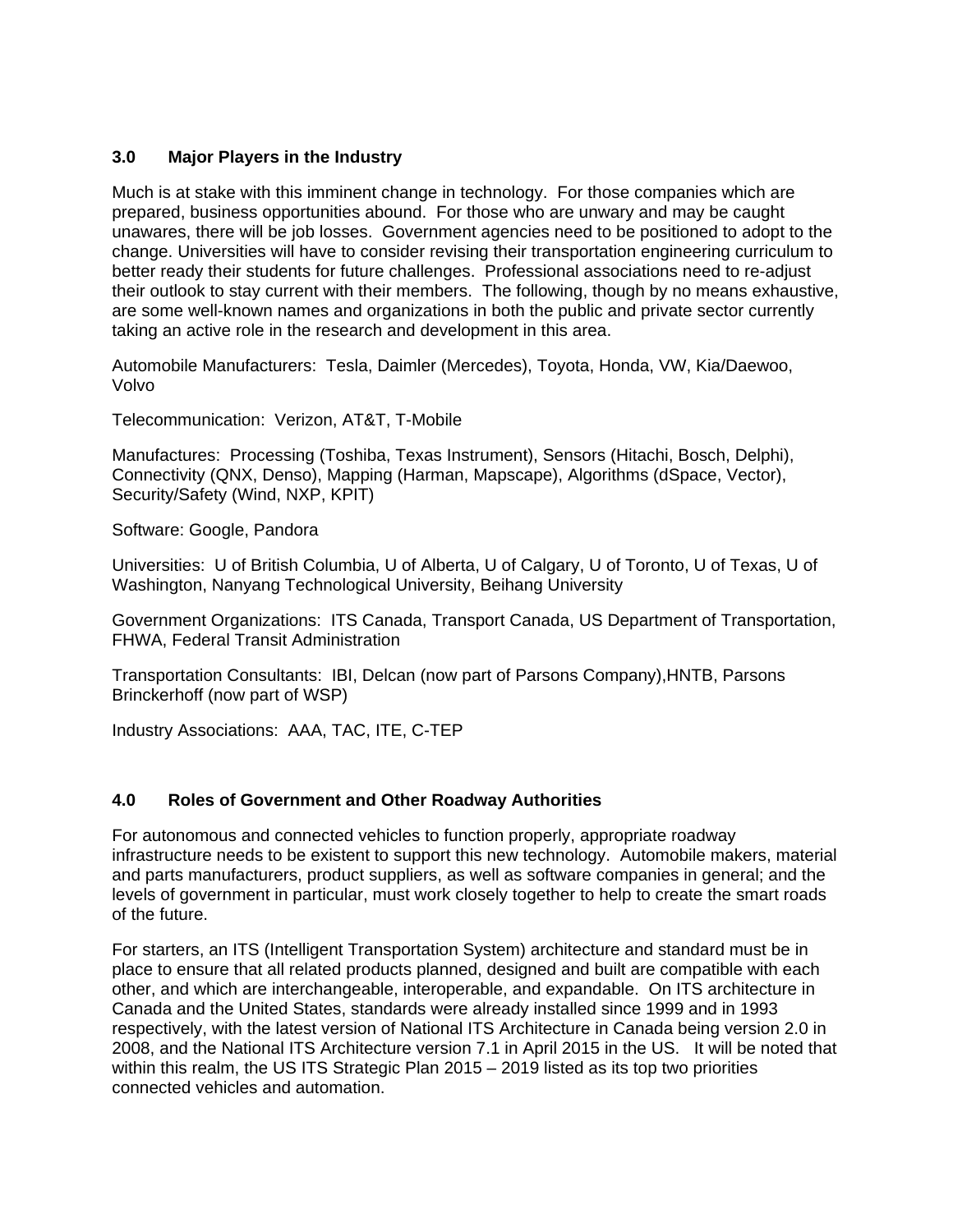## 3.0 Major Players in the Industry

Much is at stake with this imminent change in technology. For those companies which are prepared, business opportunities abound. For those who are unwary and may be caught unawares, there will be job losses. Government agencies need to be positioned to adopt to the change. Universities will have to consider revising their transportation engineering curriculum to better ready their students for future challenges. Professional associations need to re-adjust their outlook to stay current with their members. The following, though by no means exhaustive, are some well-known names and organizations in both the public and private sector currently taking an active role in the research and development in this area.

Automobile Manufacturers: Tesla, Daimler (Mercedes), Toyota, Honda, VW, Kia/Daewoo, Volvo

Telecommunication: Verizon, AT&T, T-Mobile

Manufactures: Processing (Toshiba, Texas Instrument), Sensors (Hitachi, Bosch, Delphi), Connectivity (QNX, Denso), Mapping (Harman, Mapscape), Algorithms (dSpace, Vector), Security/Safety (Wind, NXP, KPIT)

Software: Google, Pandora

Universities: U of British Columbia, U of Alberta, U of Calgary, U of Toronto, U of Texas, U of Washington, Nanyang Technological University, Beihang University

Government Organizations: ITS Canada, Transport Canada, US Department of Transportation, FHWA, Federal Transit Administration

Transportation Consultants: IBI, Delcan (now part of Parsons Company),HNTB, Parsons Brinckerhoff (now part of WSP)

Industry Associations: AAA, TAC, ITE, C-TEP

## 4.0 Roles of Government and Other Roadway Authorities

For autonomous and connected vehicles to function properly, appropriate roadway infrastructure needs to be existent to support this new technology. Automobile makers, material and parts manufacturers, product suppliers, as well as software companies in general; and the levels of government in particular, must work closely together to help to create the smart roads of the future.

For starters, an ITS (Intelligent Transportation System) architecture and standard must be in place to ensure that all related products planned, designed and built are compatible with each other, and which are interchangeable, interoperable, and expandable. On ITS architecture in Canada and the United States, standards were already installed since 1999 and in 1993 respectively, with the latest version of National ITS Architecture in Canada being version 2.0 in 2008, and the National ITS Architecture version 7.1 in April 2015 in the US. It will be noted that within this realm, the US ITS Strategic Plan 2015 – 2019 listed as its top two priorities connected vehicles and automation.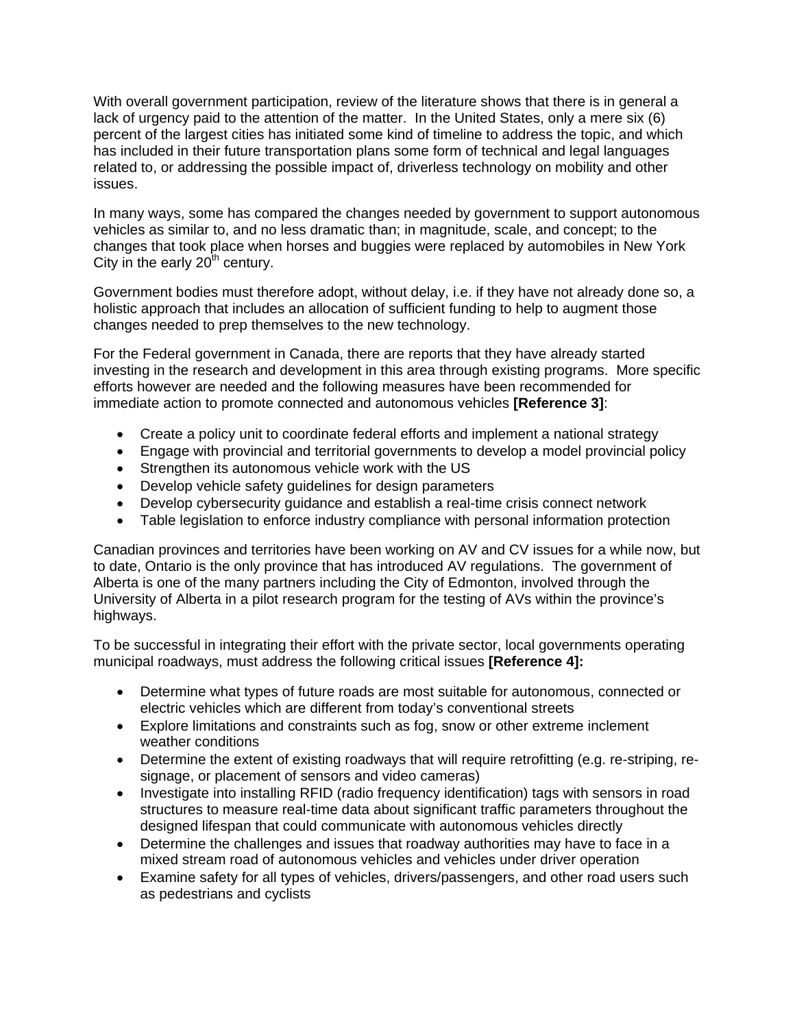With overall government participation, review of the literature shows that there is in general a lack of urgency paid to the attention of the matter. In the United States, only a mere six (6) percent of the largest cities has initiated some kind of timeline to address the topic, and which has included in their future transportation plans some form of technical and legal languages related to, or addressing the possible impact of, driverless technology on mobility and other issues.

In many ways, some has compared the changes needed by government to support autonomous vehicles as similar to, and no less dramatic than; in magnitude, scale, and concept; to the changes that took place when horses and buggies were replaced by automobiles in New York City in the early 20th century.

Government bodies must therefore adopt, without delay, i.e. if they have not already done so, a holistic approach that includes an allocation of sufficient funding to help to augment those changes needed to prep themselves to the new technology.

For the Federal government in Canada, there are reports that they have already started investing in the research and development in this area through existing programs. More specific efforts however are needed and the following measures have been recommended for immediate action to promote connected and autonomous vehicles **[Reference 3]**:

- Create a policy unit to coordinate federal efforts and implement a national strategy
- Engage with provincial and territorial governments to develop a model provincial policy
- Strengthen its autonomous vehicle work with the US
- Develop vehicle safety guidelines for design parameters
- Develop cybersecurity guidance and establish a real-time crisis connect network
- Table legislation to enforce industry compliance with personal information protection

Canadian provinces and territories have been working on AV and CV issues for a while now, but to date, Ontario is the only province that has introduced AV regulations. The government of Alberta is one of the many partners including the City of Edmonton, involved through the University of Alberta in a pilot research program for the testing of AVs within the province's highways.

To be successful in integrating their effort with the private sector, local governments operating municipal roadways, must address the following critical issues **[Reference 4]:**

- Determine what types of future roads are most suitable for autonomous, connected or electric vehicles which are different from today's conventional streets
- Explore limitations and constraints such as fog, snow or other extreme inclement weather conditions
- Determine the extent of existing roadways that will require retrofitting (e.g. re-striping, re-signage, or placement of sensors and video cameras)
- Investigate into installing RFID (radio frequency identification) tags with sensors in road structures to measure real-time data about significant traffic parameters throughout the designed lifespan that could communicate with autonomous vehicles directly
- Determine the challenges and issues that roadway authorities may have to face in a mixed stream road of autonomous vehicles and vehicles under driver operation
- Examine safety for all types of vehicles, drivers/passengers, and other road users such as pedestrians and cyclists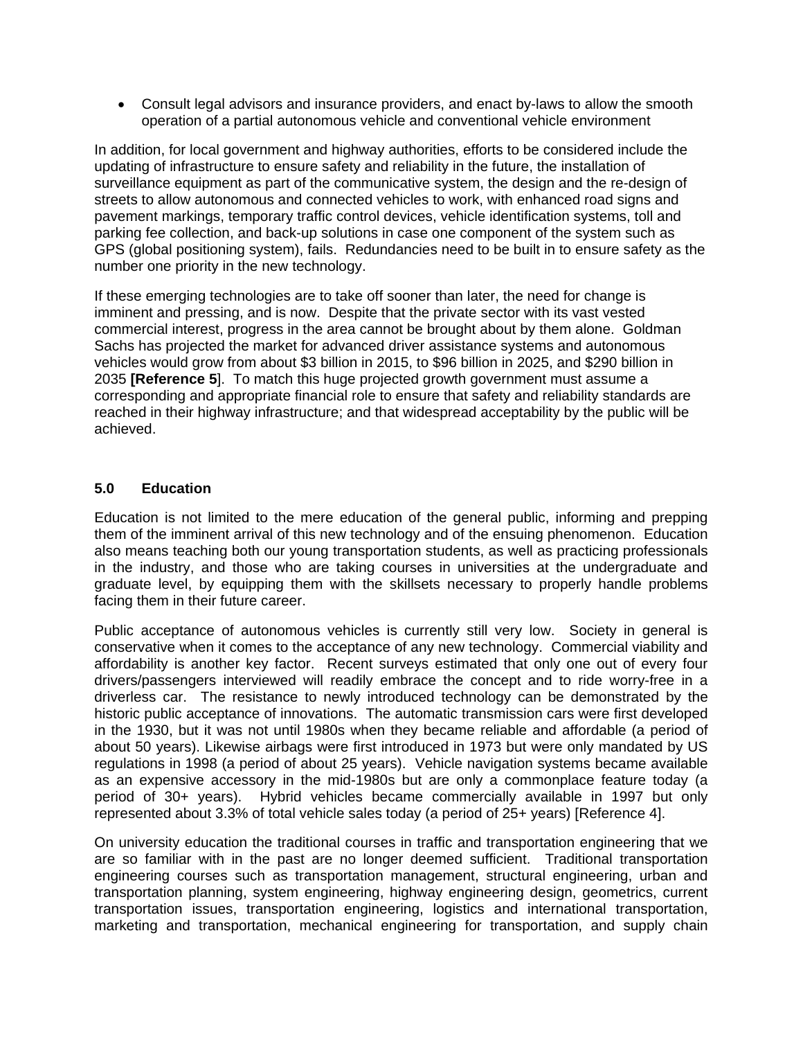- Consult legal advisors and insurance providers, and enact by-laws to allow the smooth operation of a partial autonomous vehicle and conventional vehicle environment

In addition, for local government and highway authorities, efforts to be considered include the updating of infrastructure to ensure safety and reliability in the future, the installation of surveillance equipment as part of the communicative system, the design and the re-design of streets to allow autonomous and connected vehicles to work, with enhanced road signs and pavement markings, temporary traffic control devices, vehicle identification systems, toll and parking fee collection, and back-up solutions in case one component of the system such as GPS (global positioning system), fails. Redundancies need to be built in to ensure safety as the number one priority in the new technology.

If these emerging technologies are to take off sooner than later, the need for change is imminent and pressing, and is now. Despite that the private sector with its vast vested commercial interest, progress in the area cannot be brought about by them alone. Goldman Sachs has projected the market for advanced driver assistance systems and autonomous vehicles would grow from about $3 billion in 2015, to $96 billion in 2025, and $290 billion in 2035 **[Reference 5**]. To match this huge projected growth government must assume a corresponding and appropriate financial role to ensure that safety and reliability standards are reached in their highway infrastructure; and that widespread acceptability by the public will be achieved.

## 5.0 Education

Education is not limited to the mere education of the general public, informing and prepping them of the imminent arrival of this new technology and of the ensuing phenomenon. Education also means teaching both our young transportation students, as well as practicing professionals in the industry, and those who are taking courses in universities at the undergraduate and graduate level, by equipping them with the skillsets necessary to properly handle problems facing them in their future career.

Public acceptance of autonomous vehicles is currently still very low. Society in general is conservative when it comes to the acceptance of any new technology. Commercial viability and affordability is another key factor. Recent surveys estimated that only one out of every four drivers/passengers interviewed will readily embrace the concept and to ride worry-free in a driverless car. The resistance to newly introduced technology can be demonstrated by the historic public acceptance of innovations. The automatic transmission cars were first developed in the 1930, but it was not until 1980s when they became reliable and affordable (a period of about 50 years). Likewise airbags were first introduced in 1973 but were only mandated by US regulations in 1998 (a period of about 25 years). Vehicle navigation systems became available as an expensive accessory in the mid-1980s but are only a commonplace feature today (a period of 30+ years). Hybrid vehicles became commercially available in 1997 but only represented about 3.3% of total vehicle sales today (a period of 25+ years) [Reference 4].

On university education the traditional courses in traffic and transportation engineering that we are so familiar with in the past are no longer deemed sufficient. Traditional transportation engineering courses such as transportation management, structural engineering, urban and transportation planning, system engineering, highway engineering design, geometrics, current transportation issues, transportation engineering, logistics and international transportation, marketing and transportation, mechanical engineering for transportation, and supply chain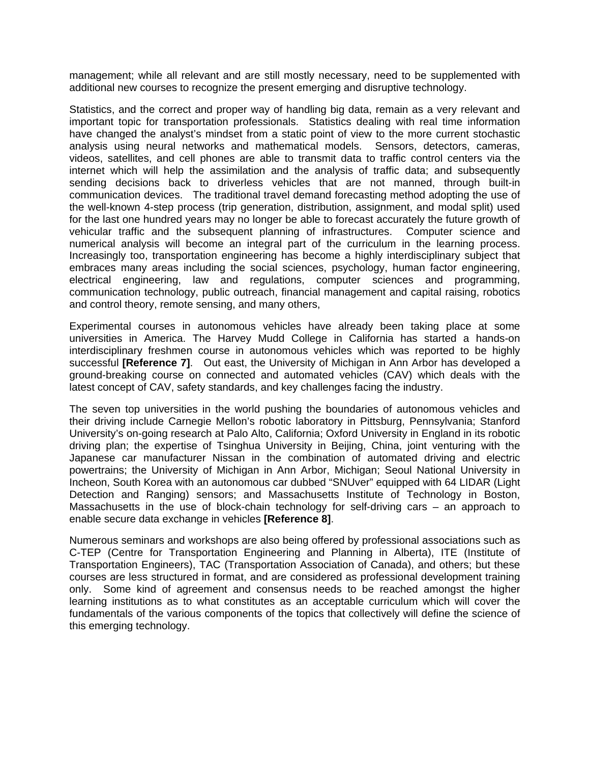management; while all relevant and are still mostly necessary, need to be supplemented with additional new courses to recognize the present emerging and disruptive technology.

Statistics, and the correct and proper way of handling big data, remain as a very relevant and important topic for transportation professionals. Statistics dealing with real time information have changed the analyst's mindset from a static point of view to the more current stochastic analysis using neural networks and mathematical models. Sensors, detectors, cameras, videos, satellites, and cell phones are able to transmit data to traffic control centers via the internet which will help the assimilation and the analysis of traffic data; and subsequently sending decisions back to driverless vehicles that are not manned, through built-in communication devices. The traditional travel demand forecasting method adopting the use of the well-known 4-step process (trip generation, distribution, assignment, and modal split) used for the last one hundred years may no longer be able to forecast accurately the future growth of vehicular traffic and the subsequent planning of infrastructures. Computer science and numerical analysis will become an integral part of the curriculum in the learning process. Increasingly too, transportation engineering has become a highly interdisciplinary subject that embraces many areas including the social sciences, psychology, human factor engineering, electrical engineering, law and regulations, computer sciences and programming, communication technology, public outreach, financial management and capital raising, robotics and control theory, remote sensing, and many others,

Experimental courses in autonomous vehicles have already been taking place at some universities in America. The Harvey Mudd College in California has started a hands-on interdisciplinary freshmen course in autonomous vehicles which was reported to be highly successful **[Reference 7]**. Out east, the University of Michigan in Ann Arbor has developed a ground-breaking course on connected and automated vehicles (CAV) which deals with the latest concept of CAV, safety standards, and key challenges facing the industry.

The seven top universities in the world pushing the boundaries of autonomous vehicles and their driving include Carnegie Mellon's robotic laboratory in Pittsburg, Pennsylvania; Stanford University's on-going research at Palo Alto, California; Oxford University in England in its robotic driving plan; the expertise of Tsinghua University in Beijing, China, joint venturing with the Japanese car manufacturer Nissan in the combination of automated driving and electric powertrains; the University of Michigan in Ann Arbor, Michigan; Seoul National University in Incheon, South Korea with an autonomous car dubbed "SNUver" equipped with 64 LIDAR (Light Detection and Ranging) sensors; and Massachusetts Institute of Technology in Boston, Massachusetts in the use of block-chain technology for self-driving cars – an approach to enable secure data exchange in vehicles **[Reference 8]**.

Numerous seminars and workshops are also being offered by professional associations such as C-TEP (Centre for Transportation Engineering and Planning in Alberta), ITE (Institute of Transportation Engineers), TAC (Transportation Association of Canada), and others; but these courses are less structured in format, and are considered as professional development training only. Some kind of agreement and consensus needs to be reached amongst the higher learning institutions as to what constitutes as an acceptable curriculum which will cover the fundamentals of the various components of the topics that collectively will define the science of this emerging technology.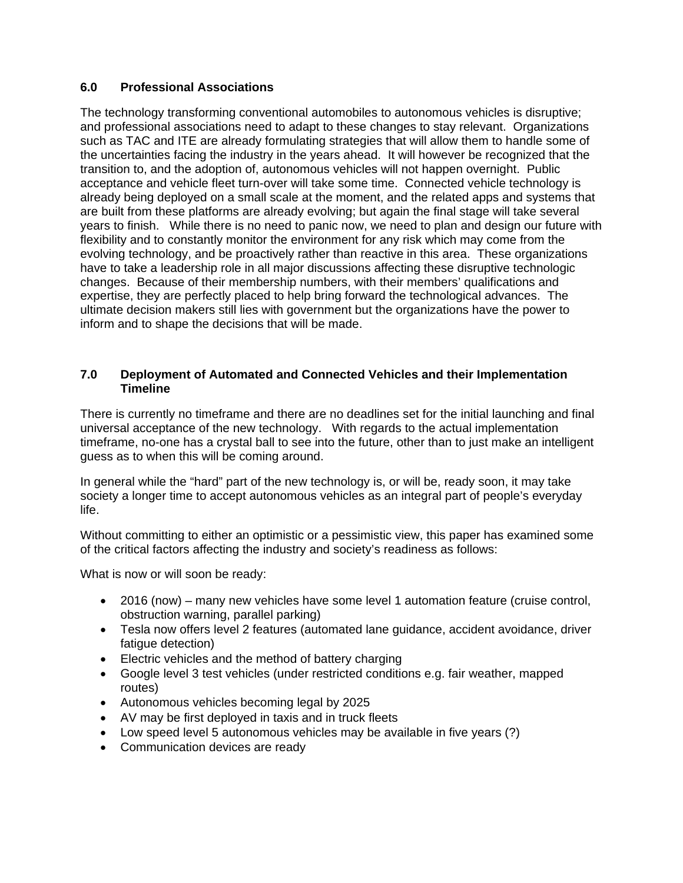## 6.0 Professional Associations

The technology transforming conventional automobiles to autonomous vehicles is disruptive; and professional associations need to adapt to these changes to stay relevant. Organizations such as TAC and ITE are already formulating strategies that will allow them to handle some of the uncertainties facing the industry in the years ahead. It will however be recognized that the transition to, and the adoption of, autonomous vehicles will not happen overnight. Public acceptance and vehicle fleet turn-over will take some time. Connected vehicle technology is already being deployed on a small scale at the moment, and the related apps and systems that are built from these platforms are already evolving; but again the final stage will take several years to finish. While there is no need to panic now, we need to plan and design our future with flexibility and to constantly monitor the environment for any risk which may come from the evolving technology, and be proactively rather than reactive in this area. These organizations have to take a leadership role in all major discussions affecting these disruptive technologic changes. Because of their membership numbers, with their members' qualifications and expertise, they are perfectly placed to help bring forward the technological advances. The ultimate decision makers still lies with government but the organizations have the power to inform and to shape the decisions that will be made.

## 7.0 Deployment of Automated and Connected Vehicles and their Implementation Timeline

There is currently no timeframe and there are no deadlines set for the initial launching and final universal acceptance of the new technology. With regards to the actual implementation timeframe, no-one has a crystal ball to see into the future, other than to just make an intelligent guess as to when this will be coming around.

In general while the "hard" part of the new technology is, or will be, ready soon, it may take society a longer time to accept autonomous vehicles as an integral part of people's everyday life.

Without committing to either an optimistic or a pessimistic view, this paper has examined some of the critical factors affecting the industry and society's readiness as follows:

What is now or will soon be ready:

- 2016 (now) – many new vehicles have some level 1 automation feature (cruise control, obstruction warning, parallel parking)
- Tesla now offers level 2 features (automated lane guidance, accident avoidance, driver fatigue detection)
- Electric vehicles and the method of battery charging
- Google level 3 test vehicles (under restricted conditions e.g. fair weather, mapped routes)
- Autonomous vehicles becoming legal by 2025
- AV may be first deployed in taxis and in truck fleets
- Low speed level 5 autonomous vehicles may be available in five years (?)
- Communication devices are ready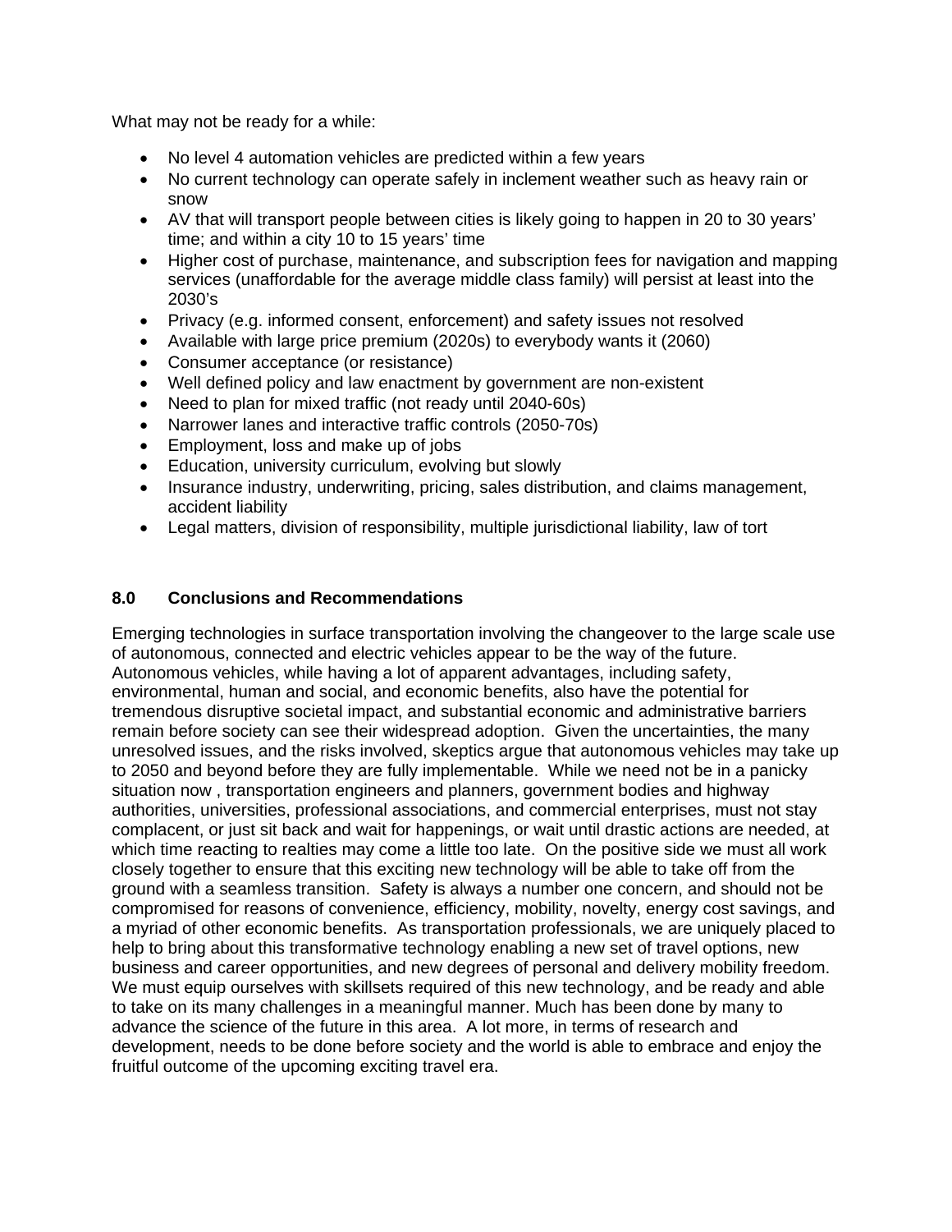What may not be ready for a while:

- No level 4 automation vehicles are predicted within a few years
- No current technology can operate safely in inclement weather such as heavy rain or snow
- AV that will transport people between cities is likely going to happen in 20 to 30 years' time; and within a city 10 to 15 years' time
- Higher cost of purchase, maintenance, and subscription fees for navigation and mapping services (unaffordable for the average middle class family) will persist at least into the 2030's
- Privacy (e.g. informed consent, enforcement) and safety issues not resolved
- Available with large price premium (2020s) to everybody wants it (2060)
- Consumer acceptance (or resistance)
- Well defined policy and law enactment by government are non-existent
- Need to plan for mixed traffic (not ready until 2040-60s)
- Narrower lanes and interactive traffic controls (2050-70s)
- Employment, loss and make up of jobs
- Education, university curriculum, evolving but slowly
- Insurance industry, underwriting, pricing, sales distribution, and claims management, accident liability
- Legal matters, division of responsibility, multiple jurisdictional liability, law of tort

## 8.0 Conclusions and Recommendations

Emerging technologies in surface transportation involving the changeover to the large scale use of autonomous, connected and electric vehicles appear to be the way of the future. Autonomous vehicles, while having a lot of apparent advantages, including safety, environmental, human and social, and economic benefits, also have the potential for tremendous disruptive societal impact, and substantial economic and administrative barriers remain before society can see their widespread adoption. Given the uncertainties, the many unresolved issues, and the risks involved, skeptics argue that autonomous vehicles may take up to 2050 and beyond before they are fully implementable. While we need not be in a panicky situation now , transportation engineers and planners, government bodies and highway authorities, universities, professional associations, and commercial enterprises, must not stay complacent, or just sit back and wait for happenings, or wait until drastic actions are needed, at which time reacting to realties may come a little too late. On the positive side we must all work closely together to ensure that this exciting new technology will be able to take off from the ground with a seamless transition. Safety is always a number one concern, and should not be compromised for reasons of convenience, efficiency, mobility, novelty, energy cost savings, and a myriad of other economic benefits. As transportation professionals, we are uniquely placed to help to bring about this transformative technology enabling a new set of travel options, new business and career opportunities, and new degrees of personal and delivery mobility freedom. We must equip ourselves with skillsets required of this new technology, and be ready and able to take on its many challenges in a meaningful manner. Much has been done by many to advance the science of the future in this area. A lot more, in terms of research and development, needs to be done before society and the world is able to embrace and enjoy the fruitful outcome of the upcoming exciting travel era.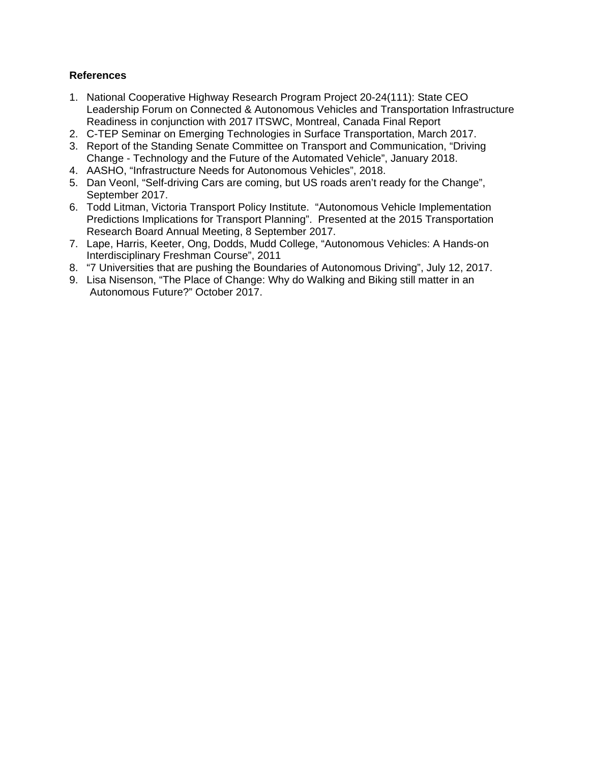**References**

1. National Cooperative Highway Research Program Project 20-24(111): State CEO Leadership Forum on Connected & Autonomous Vehicles and Transportation Infrastructure Readiness in conjunction with 2017 ITSWC, Montreal, Canada Final Report
2. C-TEP Seminar on Emerging Technologies in Surface Transportation, March 2017.
3. Report of the Standing Senate Committee on Transport and Communication, "Driving Change - Technology and the Future of the Automated Vehicle", January 2018.
4. AASHO, "Infrastructure Needs for Autonomous Vehicles", 2018.
5. Dan Veonl, "Self-driving Cars are coming, but US roads aren't ready for the Change", September 2017.
6. Todd Litman, Victoria Transport Policy Institute. "Autonomous Vehicle Implementation Predictions Implications for Transport Planning". Presented at the 2015 Transportation Research Board Annual Meeting, 8 September 2017.
7. Lape, Harris, Keeter, Ong, Dodds, Mudd College, "Autonomous Vehicles: A Hands-on Interdisciplinary Freshman Course", 2011
8. "7 Universities that are pushing the Boundaries of Autonomous Driving", July 12, 2017.
9. Lisa Nisenson, "The Place of Change: Why do Walking and Biking still matter in an Autonomous Future?" October 2017.